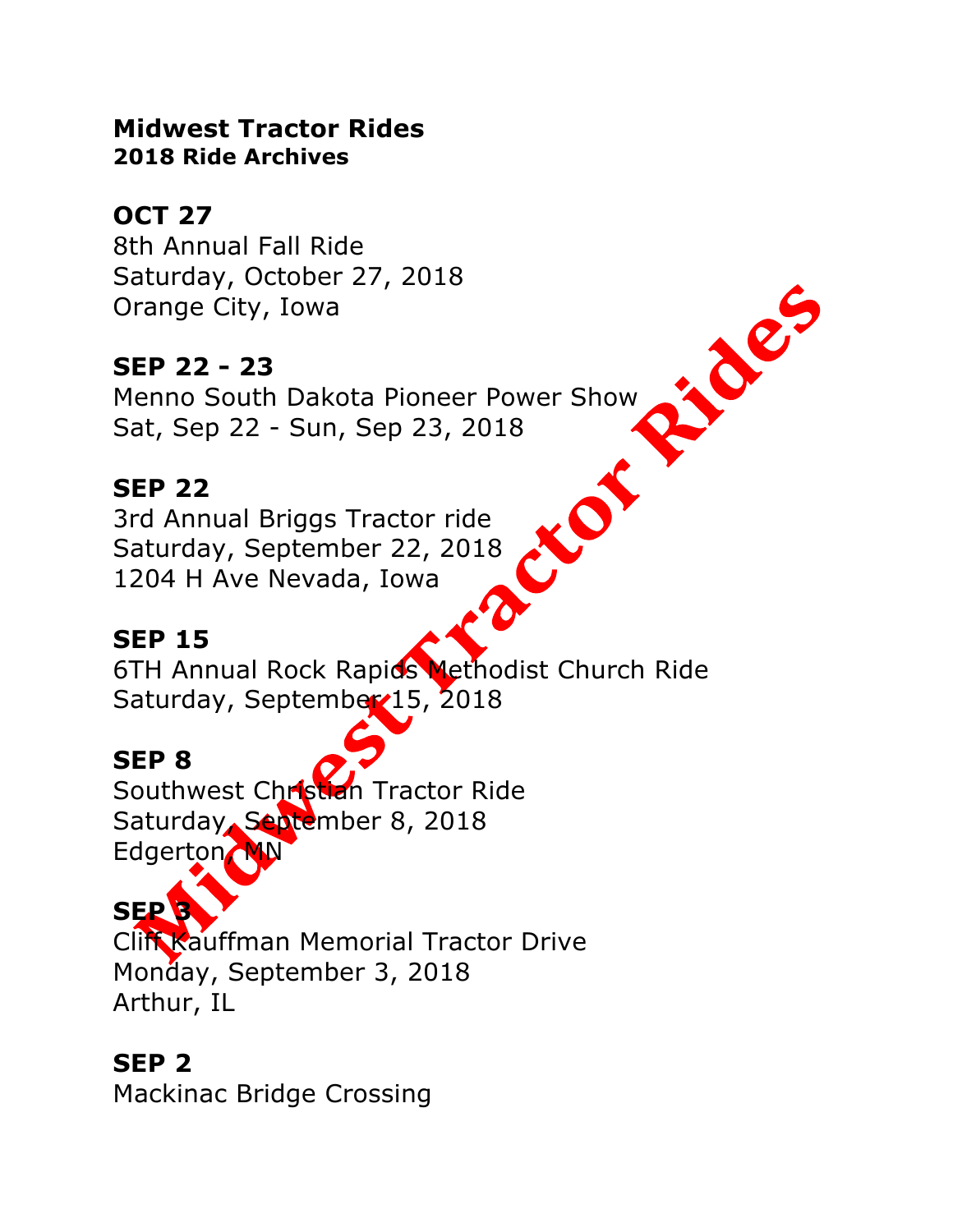# Midwest Tractor Rides

## 2018 Ride Archives

### OCT 27

8th Annual Fall Ride
Saturday, October 27, 2018
Orange City, Iowa

### SEP 22 - 23

Menno South Dakota Pioneer Power Show
Sat, Sep 22 - Sun, Sep 23, 2018

### SEP 22

3rd Annual Briggs Tractor ride
Saturday, September 22, 2018
1204 H Ave Nevada, Iowa

### SEP 15

6TH Annual Rock Rapids Methodist Church Ride
Saturday, September 15, 2018

### SEP 8

Southwest Christian Tractor Ride
Saturday, September 8, 2018
Edgerton, MN

### SEP 3

Cliff Kauffman Memorial Tractor Drive
Monday, September 3, 2018
Arthur, IL

### SEP 2

Mackinac Bridge Crossing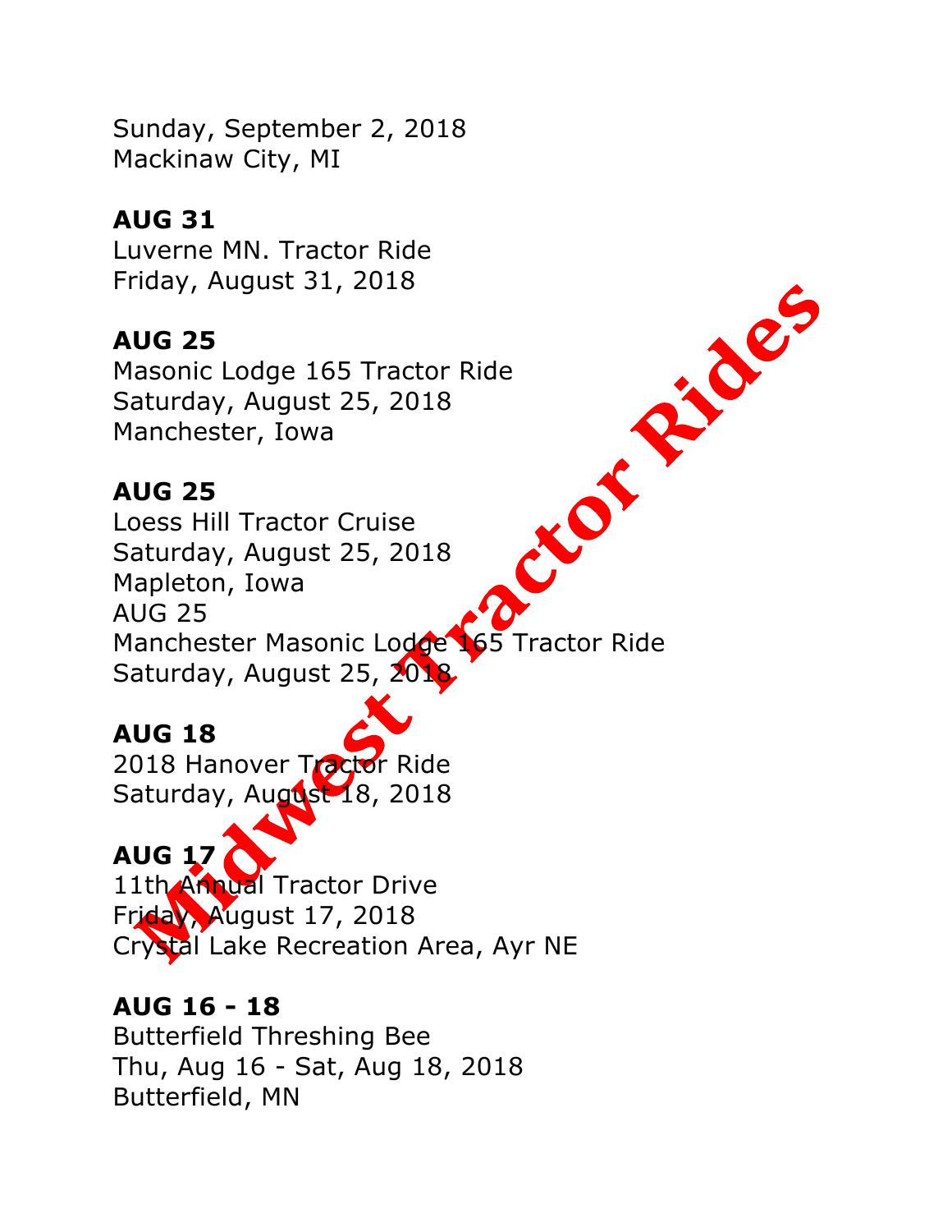Sunday, September 2, 2018
Mackinaw City, MI

**AUG 31**
Luverne MN. Tractor Ride
Friday, August 31, 2018

**AUG 25**
Masonic Lodge 165 Tractor Ride
Saturday, August 25, 2018
Manchester, Iowa

**AUG 25**
Loess Hill Tractor Cruise
Saturday, August 25, 2018
Mapleton, Iowa
AUG 25
Manchester Masonic Lodge 165 Tractor Ride
Saturday, August 25, 2018

**AUG 18**
2018 Hanover Tractor Ride
Saturday, August 18, 2018

**AUG 17**
11th Annual Tractor Drive
Friday, August 17, 2018
Crystal Lake Recreation Area, Ayr NE

**AUG 16 - 18**
Butterfield Threshing Bee
Thu, Aug 16 - Sat, Aug 18, 2018
Butterfield, MN

Midwest Tractor Rides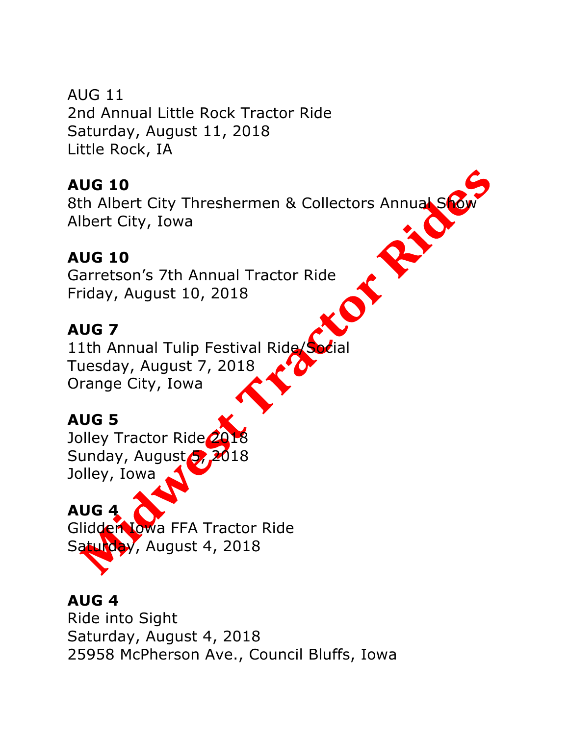AUG 11
2nd Annual Little Rock Tractor Ride
Saturday, August 11, 2018
Little Rock, IA

**AUG 10**
8th Albert City Threshermen & Collectors Annual Show
Albert City, Iowa

**AUG 10**
Garretson's 7th Annual Tractor Ride
Friday, August 10, 2018

**AUG 7**
11th Annual Tulip Festival Ride/Social
Tuesday, August 7, 2018
Orange City, Iowa

**AUG 5**
Jolley Tractor Ride 2018
Sunday, August 5, 2018
Jolley, Iowa

**AUG 4**
Glidden Iowa FFA Tractor Ride
Saturday, August 4, 2018

**AUG 4**
Ride into Sight
Saturday, August 4, 2018
25958 McPherson Ave., Council Bluffs, Iowa

Midwest Tractor Rides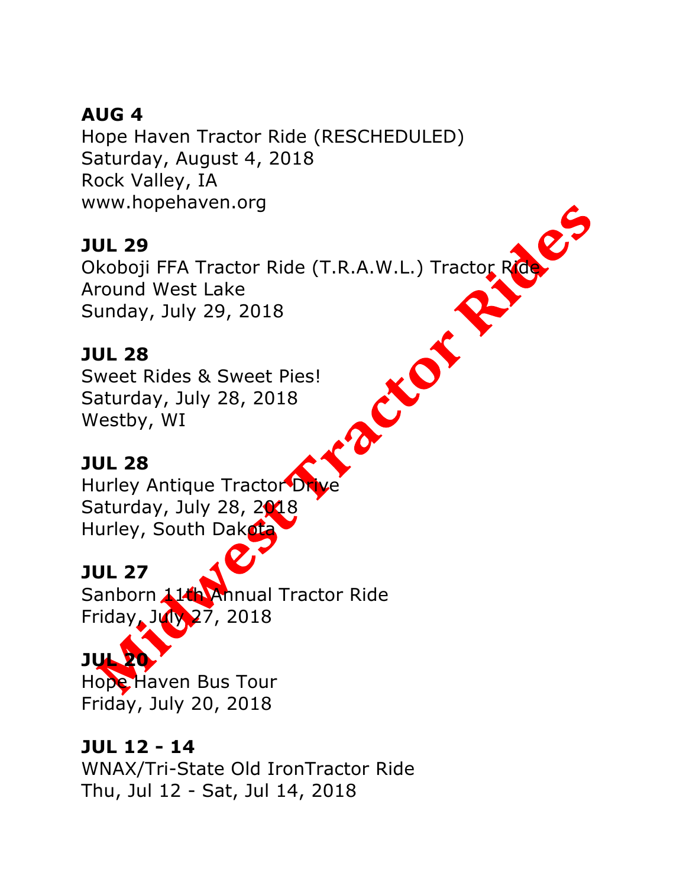**AUG 4**
Hope Haven Tractor Ride (RESCHEDULED)
Saturday, August 4, 2018
Rock Valley, IA
www.hopehaven.org

**JUL 29**
Okoboji FFA Tractor Ride (T.R.A.W.L.) Tractor Ride
Around West Lake
Sunday, July 29, 2018

**JUL 28**
Sweet Rides & Sweet Pies!
Saturday, July 28, 2018
Westby, WI

**JUL 28**
Hurley Antique Tractor Drive
Saturday, July 28, 2018
Hurley, South Dakota

**JUL 27**
Sanborn 11th Annual Tractor Ride
Friday, July 27, 2018

**JUL 20**
Hope Haven Bus Tour
Friday, July 20, 2018

**JUL 12 - 14**
WNAX/Tri-State Old IronTractor Ride
Thu, Jul 12 - Sat, Jul 14, 2018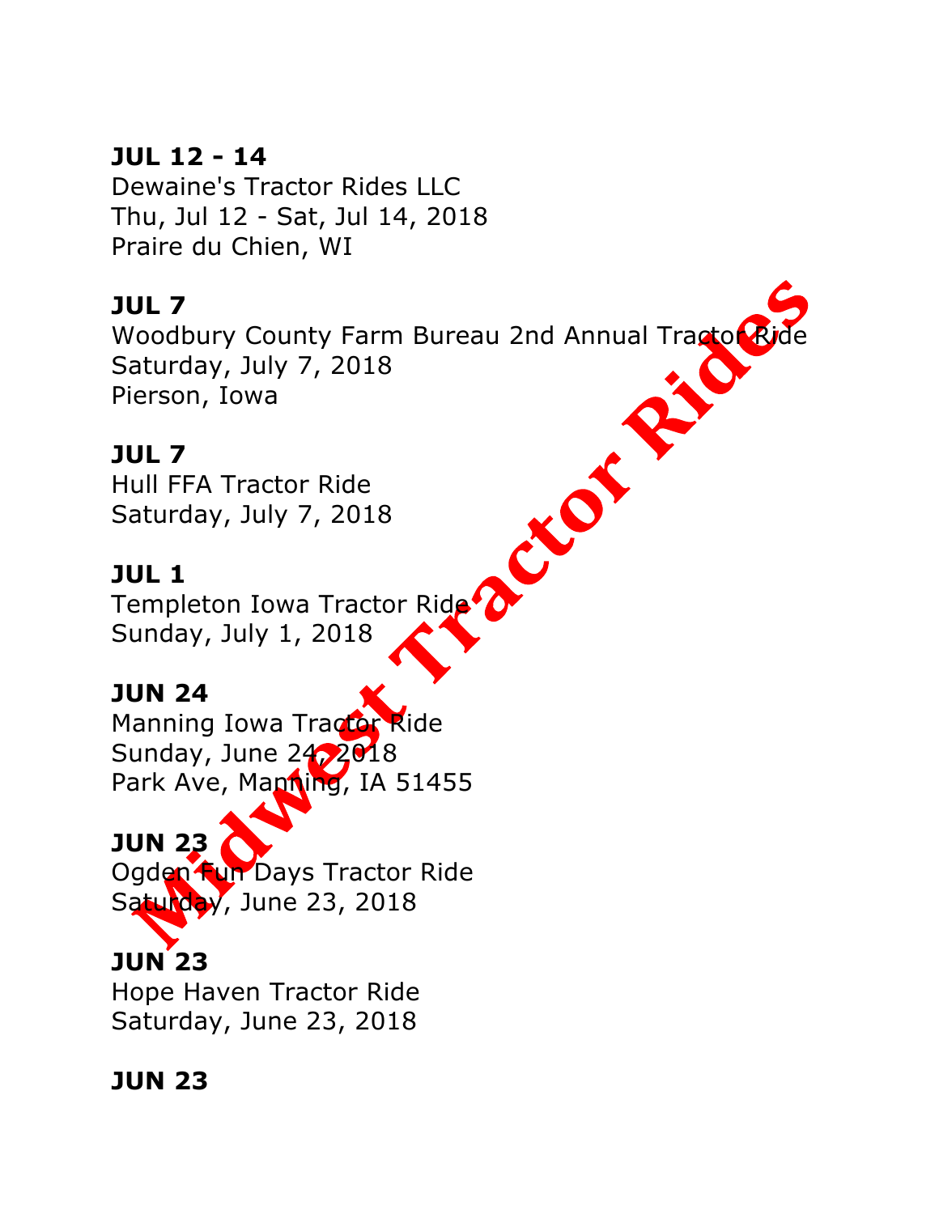**JUL 12 - 14**
Dewaine's Tractor Rides LLC
Thu, Jul 12 - Sat, Jul 14, 2018
Praire du Chien, WI

**JUL 7**
Woodbury County Farm Bureau 2nd Annual Tractor Ride
Saturday, July 7, 2018
Pierson, Iowa

**JUL 7**
Hull FFA Tractor Ride
Saturday, July 7, 2018

**JUL 1**
Templeton Iowa Tractor Ride
Sunday, July 1, 2018

**JUN 24**
Manning Iowa Tractor Ride
Sunday, June 24, 2018
Park Ave, Manning, IA 51455

**JUN 23**
Ogden Fun Days Tractor Ride
Saturday, June 23, 2018

**JUN 23**
Hope Haven Tractor Ride
Saturday, June 23, 2018

**JUN 23**

Midwest Tractor Rides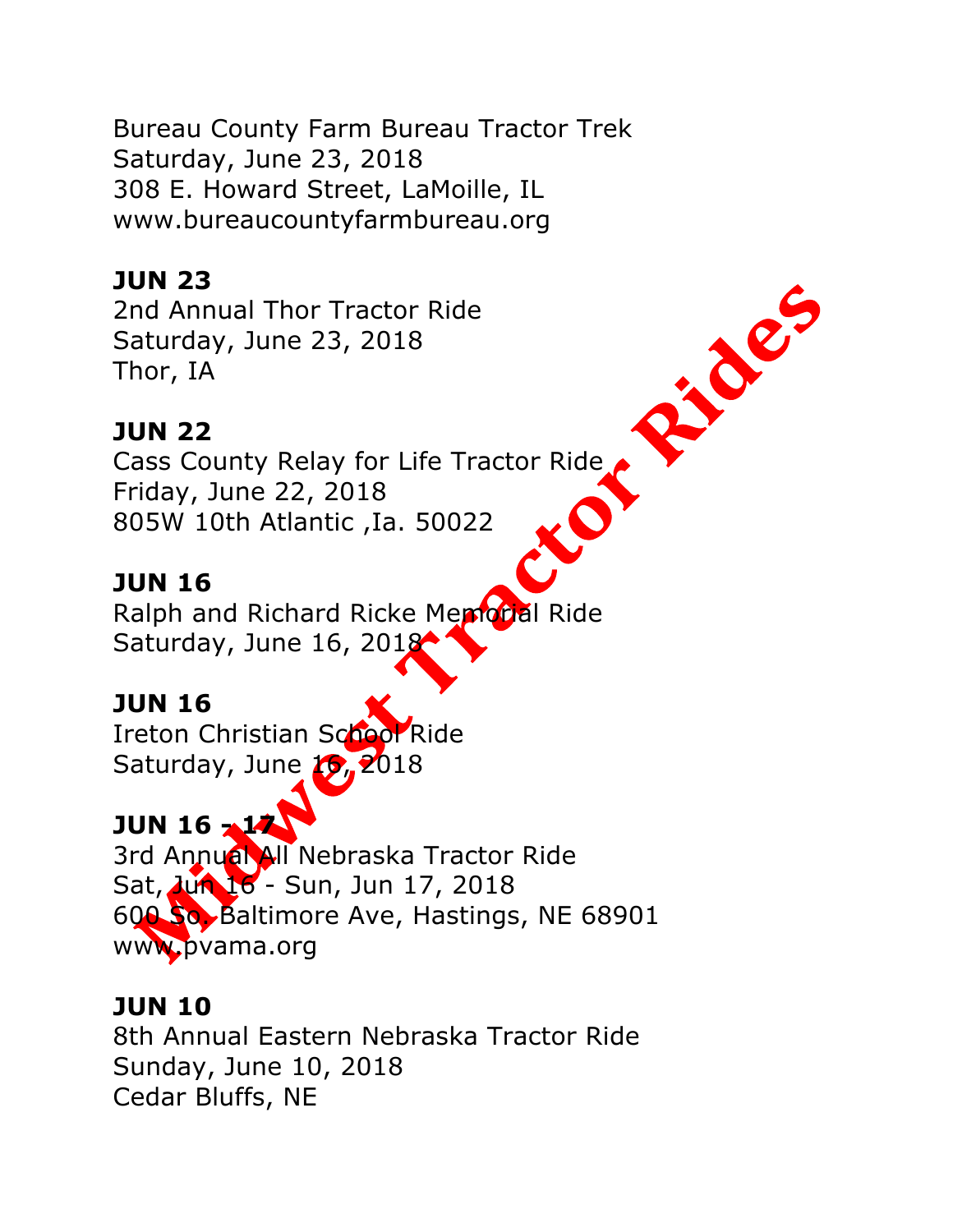Bureau County Farm Bureau Tractor Trek
Saturday, June 23, 2018
308 E. Howard Street, LaMoille, IL
www.bureaucountyfarmbureau.org

**JUN 23**
2nd Annual Thor Tractor Ride
Saturday, June 23, 2018
Thor, IA

**JUN 22**
Cass County Relay for Life Tractor Ride
Friday, June 22, 2018
805W 10th Atlantic ,Ia. 50022

**JUN 16**
Ralph and Richard Ricke Memorial Ride
Saturday, June 16, 2018

**JUN 16**
Ireton Christian School Ride
Saturday, June 16, 2018

**JUN 16 - 17**
3rd Annual All Nebraska Tractor Ride
Sat, Jun 16 - Sun, Jun 17, 2018
600 So. Baltimore Ave, Hastings, NE 68901
www.pvama.org

**JUN 10**
8th Annual Eastern Nebraska Tractor Ride
Sunday, June 10, 2018
Cedar Bluffs, NE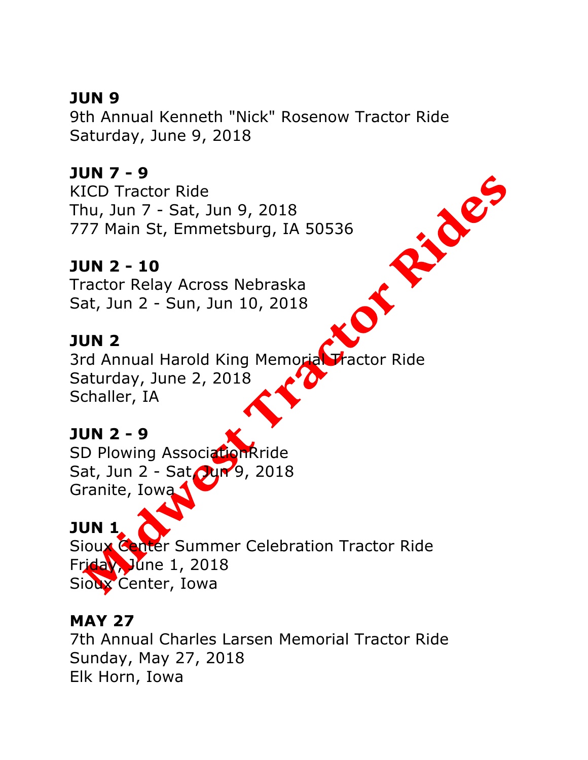**JUN 9**
9th Annual Kenneth "Nick" Rosenow Tractor Ride
Saturday, June 9, 2018

**JUN 7 - 9**
KICD Tractor Ride
Thu, Jun 7 - Sat, Jun 9, 2018
777 Main St, Emmetsburg, IA 50536

**JUN 2 - 10**
Tractor Relay Across Nebraska
Sat, Jun 2 - Sun, Jun 10, 2018

**JUN 2**
3rd Annual Harold King Memorial Tractor Ride
Saturday, June 2, 2018
Schaller, IA

**JUN 2 - 9**
SD Plowing AssociationRride
Sat, Jun 2 - Sat, Jun 9, 2018
Granite, Iowa

**JUN 1**
Sioux Center Summer Celebration Tractor Ride
Friday, June 1, 2018
Sioux Center, Iowa

**MAY 27**
7th Annual Charles Larsen Memorial Tractor Ride
Sunday, May 27, 2018
Elk Horn, Iowa

Midwest Tractor Rides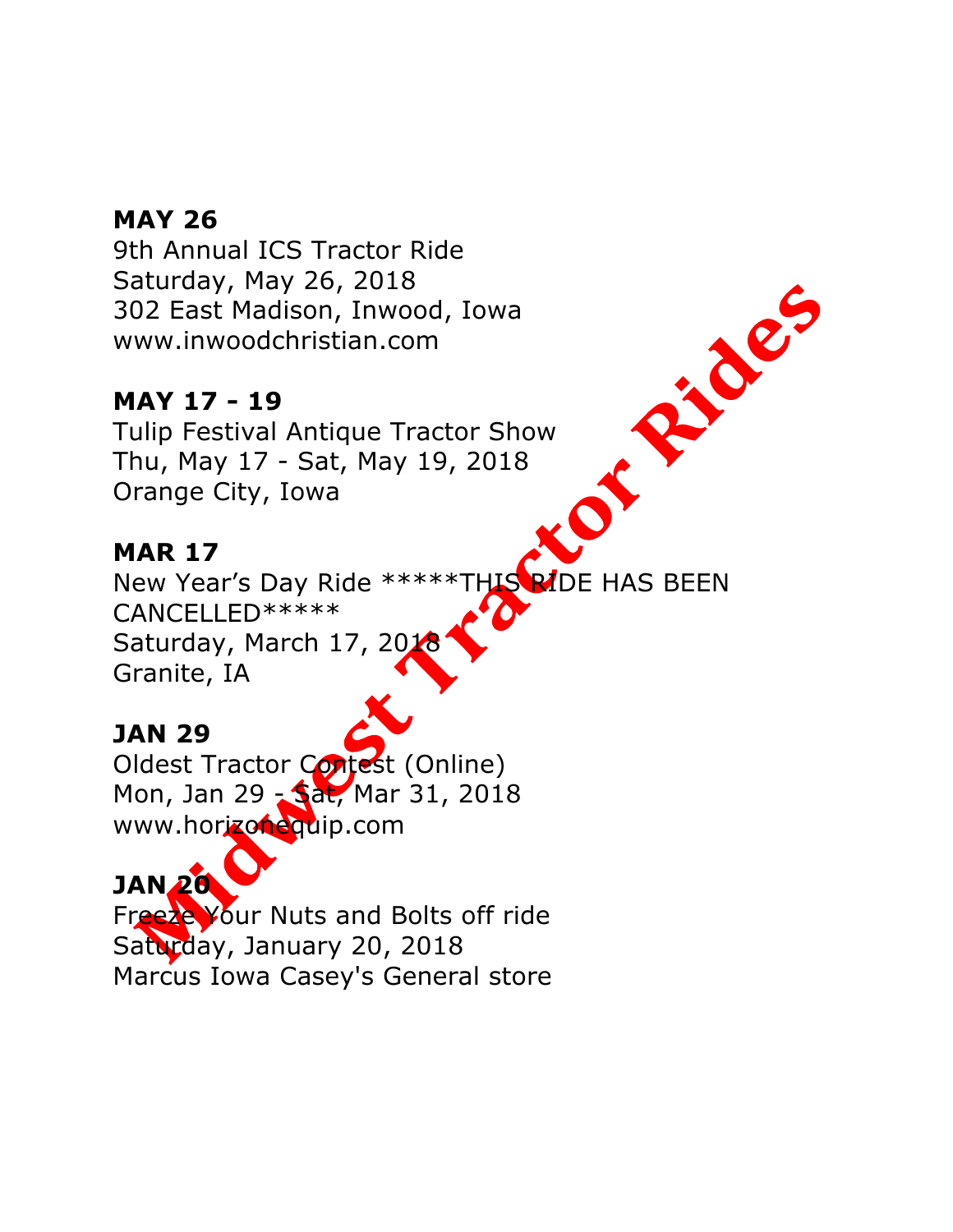**MAY 26**
9th Annual ICS Tractor Ride
Saturday, May 26, 2018
302 East Madison, Inwood, Iowa
www.inwoodchristian.com

**MAY 17 - 19**
Tulip Festival Antique Tractor Show
Thu, May 17 - Sat, May 19, 2018
Orange City, Iowa

**MAR 17**
New Year's Day Ride *****THIS RIDE HAS BEEN CANCELLED*****
Saturday, March 17, 2018
Granite, IA

**JAN 29**
Oldest Tractor Contest (Online)
Mon, Jan 29 - Sat, Mar 31, 2018
www.horizonequip.com

**JAN 20**
Freeze Your Nuts and Bolts off ride
Saturday, January 20, 2018
Marcus Iowa Casey's General store

Midwest Tractor Rides